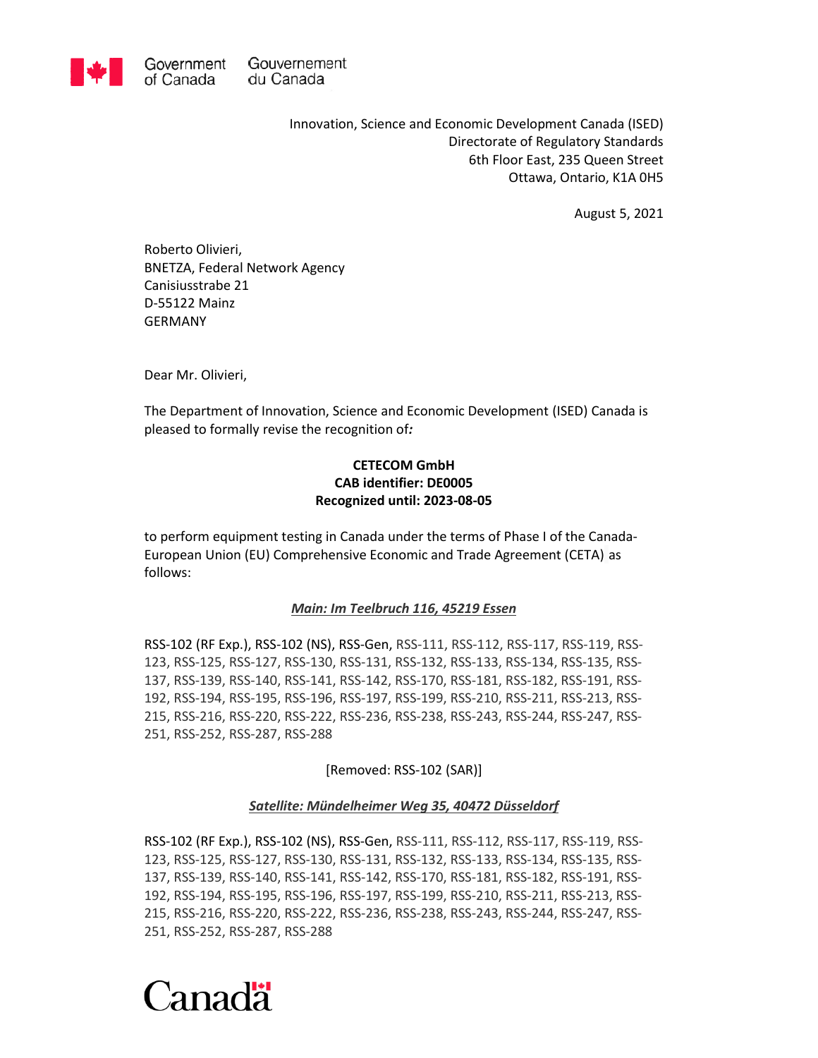Government of Canada / Gouvernement du Canada

Innovation, Science and Economic Development Canada (ISED)
Directorate of Regulatory Standards
6th Floor East, 235 Queen Street
Ottawa, Ontario, K1A 0H5

August 5, 2021

Roberto Olivieri,
BNETZA, Federal Network Agency
Canisiusstrabe 21
D-55122 Mainz
GERMANY

Dear Mr. Olivieri,

The Department of Innovation, Science and Economic Development (ISED) Canada is pleased to formally revise the recognition of***:***

**CETECOM GmbH**
**CAB identifier: DE0005**
**Recognized until: 2023-08-05**

to perform equipment testing in Canada under the terms of Phase I of the Canada-European Union (EU) Comprehensive Economic and Trade Agreement (CETA) as follows:

***Main: Im Teelbruch 116, 45219 Essen***

RSS-102 (RF Exp.), RSS-102 (NS), RSS-Gen, RSS-111, RSS-112, RSS-117, RSS-119, RSS-123, RSS-125, RSS-127, RSS-130, RSS-131, RSS-132, RSS-133, RSS-134, RSS-135, RSS-137, RSS-139, RSS-140, RSS-141, RSS-142, RSS-170, RSS-181, RSS-182, RSS-191, RSS-192, RSS-194, RSS-195, RSS-196, RSS-197, RSS-199, RSS-210, RSS-211, RSS-213, RSS-215, RSS-216, RSS-220, RSS-222, RSS-236, RSS-238, RSS-243, RSS-244, RSS-247, RSS-251, RSS-252, RSS-287, RSS-288

[Removed: RSS-102 (SAR)]

***Satellite: Mündelheimer Weg 35, 40472 Düsseldorf***

RSS-102 (RF Exp.), RSS-102 (NS), RSS-Gen, RSS-111, RSS-112, RSS-117, RSS-119, RSS-123, RSS-125, RSS-127, RSS-130, RSS-131, RSS-132, RSS-133, RSS-134, RSS-135, RSS-137, RSS-139, RSS-140, RSS-141, RSS-142, RSS-170, RSS-181, RSS-182, RSS-191, RSS-192, RSS-194, RSS-195, RSS-196, RSS-197, RSS-199, RSS-210, RSS-211, RSS-213, RSS-215, RSS-216, RSS-220, RSS-222, RSS-236, RSS-238, RSS-243, RSS-244, RSS-247, RSS-251, RSS-252, RSS-287, RSS-288

Canada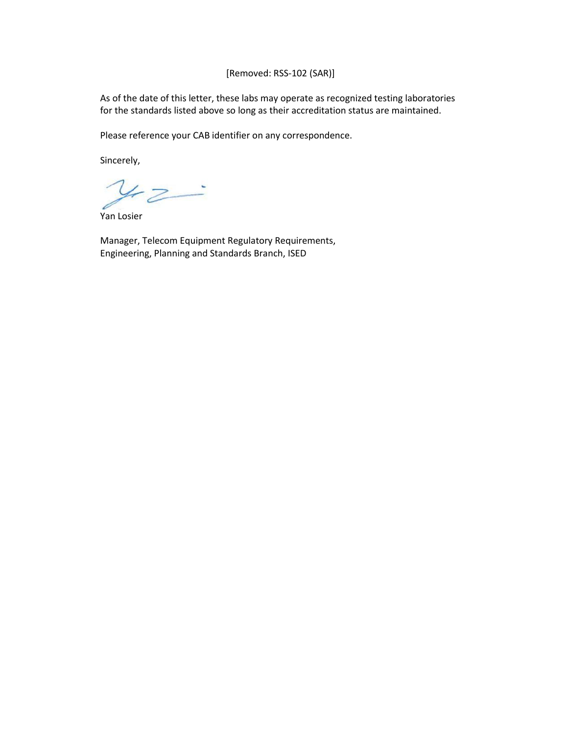[Removed: RSS-102 (SAR)]

As of the date of this letter, these labs may operate as recognized testing laboratories for the standards listed above so long as their accreditation status are maintained.

Please reference your CAB identifier on any correspondence.

Sincerely,

Yan Losier

Manager, Telecom Equipment Regulatory Requirements,
Engineering, Planning and Standards Branch, ISED